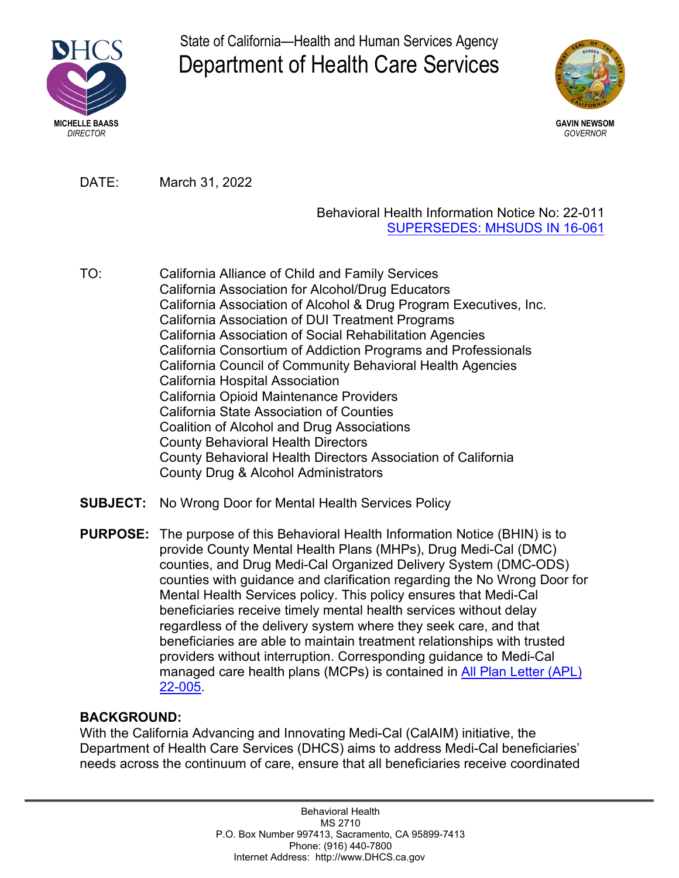State of California—Health and Human Services Agency

# Department of Health Care Services

MICHELLE BAASS
*DIRECTOR*

GAVIN NEWSOM
*GOVERNOR*

DATE: March 31, 2022

Behavioral Health Information Notice No: 22-011
SUPERSEDES: MHSUDS IN 16-061

TO:
California Alliance of Child and Family Services
California Association for Alcohol/Drug Educators
California Association of Alcohol & Drug Program Executives, Inc.
California Association of DUI Treatment Programs
California Association of Social Rehabilitation Agencies
California Consortium of Addiction Programs and Professionals
California Council of Community Behavioral Health Agencies
California Hospital Association
California Opioid Maintenance Providers
California State Association of Counties
Coalition of Alcohol and Drug Associations
County Behavioral Health Directors
County Behavioral Health Directors Association of California
County Drug & Alcohol Administrators

**SUBJECT:** No Wrong Door for Mental Health Services Policy

**PURPOSE:** The purpose of this Behavioral Health Information Notice (BHIN) is to provide County Mental Health Plans (MHPs), Drug Medi-Cal (DMC) counties, and Drug Medi-Cal Organized Delivery System (DMC-ODS) counties with guidance and clarification regarding the No Wrong Door for Mental Health Services policy. This policy ensures that Medi-Cal beneficiaries receive timely mental health services without delay regardless of the delivery system where they seek care, and that beneficiaries are able to maintain treatment relationships with trusted providers without interruption. Corresponding guidance to Medi-Cal managed care health plans (MCPs) is contained in All Plan Letter (APL) 22-005.

**BACKGROUND:**
With the California Advancing and Innovating Medi-Cal (CalAIM) initiative, the Department of Health Care Services (DHCS) aims to address Medi-Cal beneficiaries' needs across the continuum of care, ensure that all beneficiaries receive coordinated

Behavioral Health
MS 2710
P.O. Box Number 997413, Sacramento, CA 95899-7413
Phone: (916) 440-7800
Internet Address: http://www.DHCS.ca.gov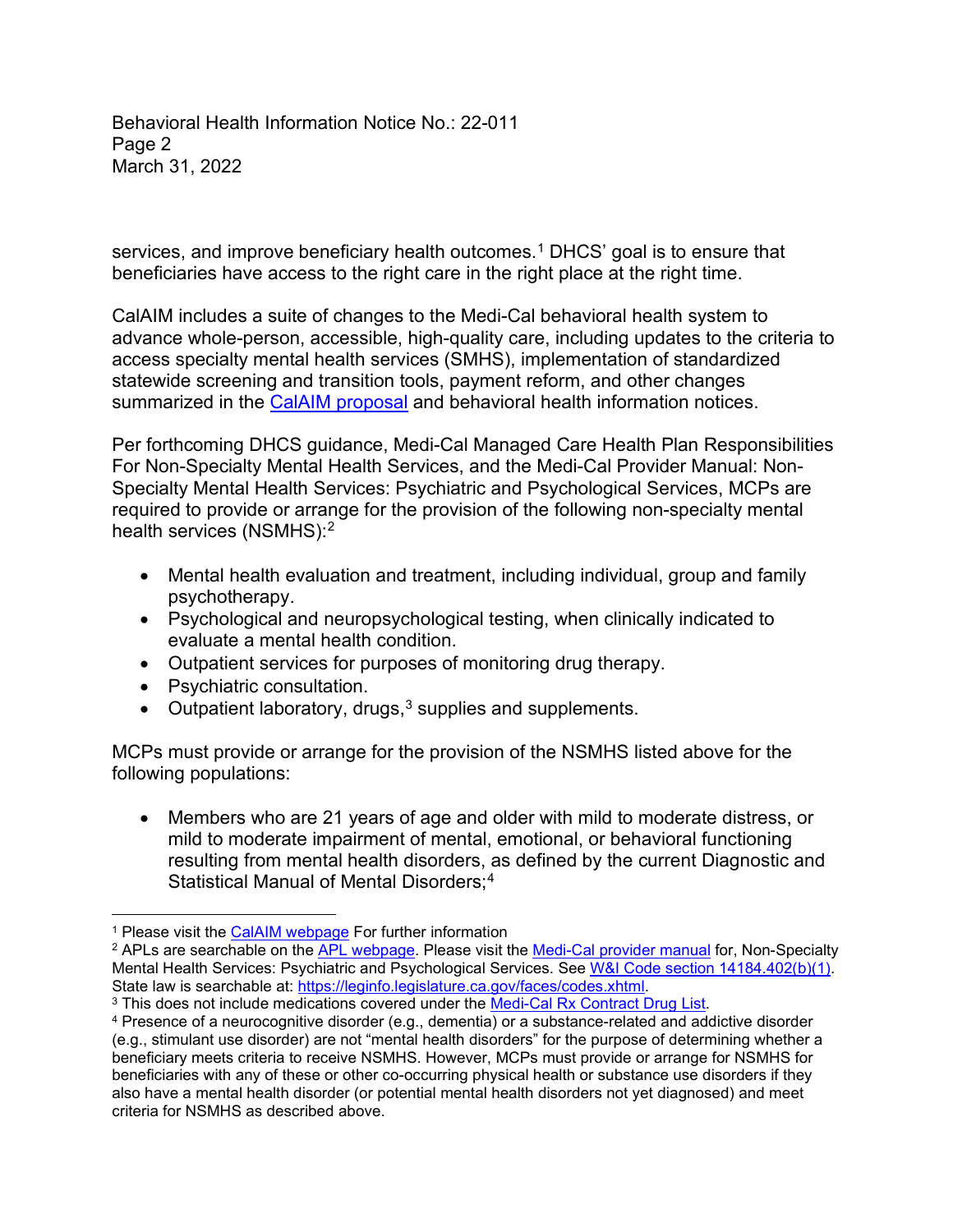services, and improve beneficiary health outcomes.[1] DHCS' goal is to ensure that beneficiaries have access to the right care in the right place at the right time.

CalAIM includes a suite of changes to the Medi-Cal behavioral health system to advance whole-person, accessible, high-quality care, including updates to the criteria to access specialty mental health services (SMHS), implementation of standardized statewide screening and transition tools, payment reform, and other changes summarized in the CalAIM proposal and behavioral health information notices.

Per forthcoming DHCS guidance, Medi-Cal Managed Care Health Plan Responsibilities For Non-Specialty Mental Health Services, and the Medi-Cal Provider Manual: Non-Specialty Mental Health Services: Psychiatric and Psychological Services, MCPs are required to provide or arrange for the provision of the following non-specialty mental health services (NSMHS):[2]

- Mental health evaluation and treatment, including individual, group and family psychotherapy.
- Psychological and neuropsychological testing, when clinically indicated to evaluate a mental health condition.
- Outpatient services for purposes of monitoring drug therapy.
- Psychiatric consultation.
- Outpatient laboratory, drugs,[3] supplies and supplements.

MCPs must provide or arrange for the provision of the NSMHS listed above for the following populations:

- Members who are 21 years of age and older with mild to moderate distress, or mild to moderate impairment of mental, emotional, or behavioral functioning resulting from mental health disorders, as defined by the current Diagnostic and Statistical Manual of Mental Disorders;[4]

---

[1] Please visit the CalAIM webpage For further information

[2] APLs are searchable on the APL webpage. Please visit the Medi-Cal provider manual for, Non-Specialty Mental Health Services: Psychiatric and Psychological Services. See W&I Code section 14184.402(b)(1). State law is searchable at: https://leginfo.legislature.ca.gov/faces/codes.xhtml.

[3] This does not include medications covered under the Medi-Cal Rx Contract Drug List.

[4] Presence of a neurocognitive disorder (e.g., dementia) or a substance-related and addictive disorder (e.g., stimulant use disorder) are not "mental health disorders" for the purpose of determining whether a beneficiary meets criteria to receive NSMHS. However, MCPs must provide or arrange for NSMHS for beneficiaries with any of these or other co-occurring physical health or substance use disorders if they also have a mental health disorder (or potential mental health disorders not yet diagnosed) and meet criteria for NSMHS as described above.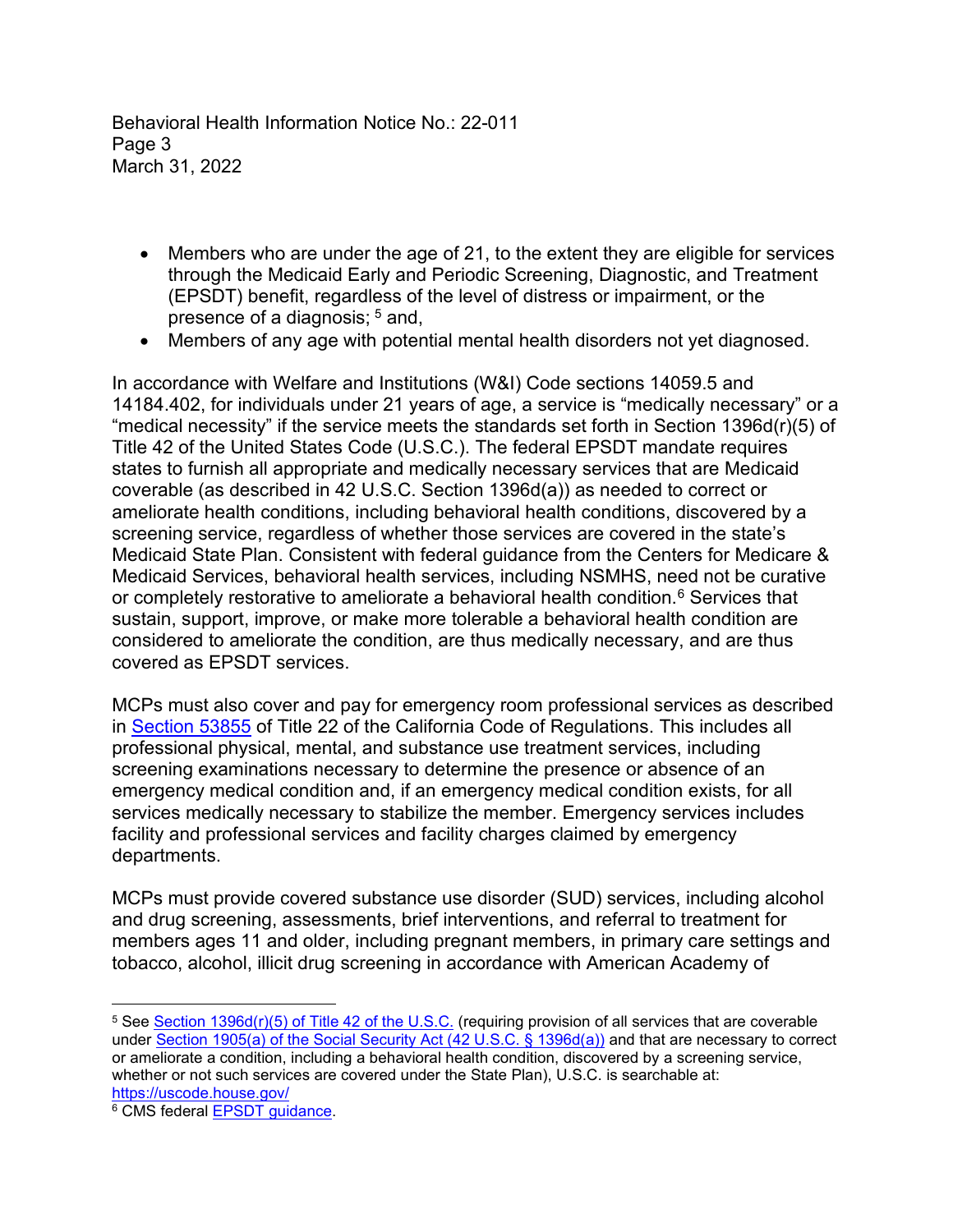- Members who are under the age of 21, to the extent they are eligible for services through the Medicaid Early and Periodic Screening, Diagnostic, and Treatment (EPSDT) benefit, regardless of the level of distress or impairment, or the presence of a diagnosis; [5] and,
- Members of any age with potential mental health disorders not yet diagnosed.

In accordance with Welfare and Institutions (W&I) Code sections 14059.5 and 14184.402, for individuals under 21 years of age, a service is "medically necessary" or a "medical necessity" if the service meets the standards set forth in Section 1396d(r)(5) of Title 42 of the United States Code (U.S.C.). The federal EPSDT mandate requires states to furnish all appropriate and medically necessary services that are Medicaid coverable (as described in 42 U.S.C. Section 1396d(a)) as needed to correct or ameliorate health conditions, including behavioral health conditions, discovered by a screening service, regardless of whether those services are covered in the state's Medicaid State Plan. Consistent with federal guidance from the Centers for Medicare & Medicaid Services, behavioral health services, including NSMHS, need not be curative or completely restorative to ameliorate a behavioral health condition.[6] Services that sustain, support, improve, or make more tolerable a behavioral health condition are considered to ameliorate the condition, are thus medically necessary, and are thus covered as EPSDT services.

MCPs must also cover and pay for emergency room professional services as described in Section 53855 of Title 22 of the California Code of Regulations. This includes all professional physical, mental, and substance use treatment services, including screening examinations necessary to determine the presence or absence of an emergency medical condition and, if an emergency medical condition exists, for all services medically necessary to stabilize the member. Emergency services includes facility and professional services and facility charges claimed by emergency departments.

MCPs must provide covered substance use disorder (SUD) services, including alcohol and drug screening, assessments, brief interventions, and referral to treatment for members ages 11 and older, including pregnant members, in primary care settings and tobacco, alcohol, illicit drug screening in accordance with American Academy of

---

[5] See Section 1396d(r)(5) of Title 42 of the U.S.C. (requiring provision of all services that are coverable under Section 1905(a) of the Social Security Act (42 U.S.C. § 1396d(a)) and that are necessary to correct or ameliorate a condition, including a behavioral health condition, discovered by a screening service, whether or not such services are covered under the State Plan), U.S.C. is searchable at: https://uscode.house.gov/

[6] CMS federal EPSDT guidance.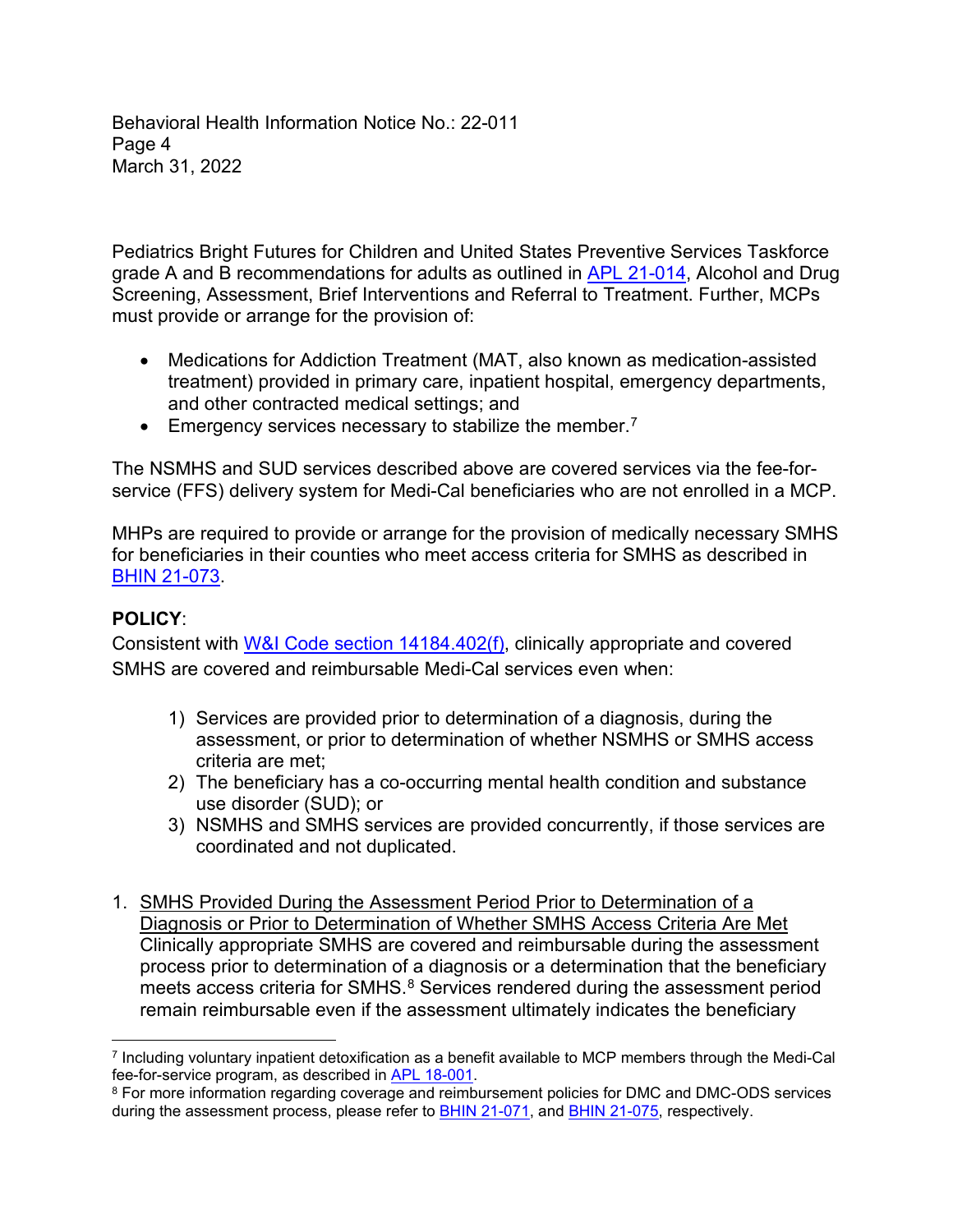Pediatrics Bright Futures for Children and United States Preventive Services Taskforce grade A and B recommendations for adults as outlined in APL 21-014, Alcohol and Drug Screening, Assessment, Brief Interventions and Referral to Treatment. Further, MCPs must provide or arrange for the provision of:

- Medications for Addiction Treatment (MAT, also known as medication-assisted treatment) provided in primary care, inpatient hospital, emergency departments, and other contracted medical settings; and
- Emergency services necessary to stabilize the member.[7]

The NSMHS and SUD services described above are covered services via the fee-for-service (FFS) delivery system for Medi-Cal beneficiaries who are not enrolled in a MCP.

MHPs are required to provide or arrange for the provision of medically necessary SMHS for beneficiaries in their counties who meet access criteria for SMHS as described in BHIN 21-073.

**POLICY**:

Consistent with W&I Code section 14184.402(f), clinically appropriate and covered SMHS are covered and reimbursable Medi-Cal services even when:

1) Services are provided prior to determination of a diagnosis, during the assessment, or prior to determination of whether NSMHS or SMHS access criteria are met;
2) The beneficiary has a co-occurring mental health condition and substance use disorder (SUD); or
3) NSMHS and SMHS services are provided concurrently, if those services are coordinated and not duplicated.

1. <u>SMHS Provided During the Assessment Period Prior to Determination of a Diagnosis or Prior to Determination of Whether SMHS Access Criteria Are Met</u>
   Clinically appropriate SMHS are covered and reimbursable during the assessment process prior to determination of a diagnosis or a determination that the beneficiary meets access criteria for SMHS.[8] Services rendered during the assessment period remain reimbursable even if the assessment ultimately indicates the beneficiary

---

[7] Including voluntary inpatient detoxification as a benefit available to MCP members through the Medi-Cal fee-for-service program, as described in APL 18-001.

[8] For more information regarding coverage and reimbursement policies for DMC and DMC-ODS services during the assessment process, please refer to BHIN 21-071, and BHIN 21-075, respectively.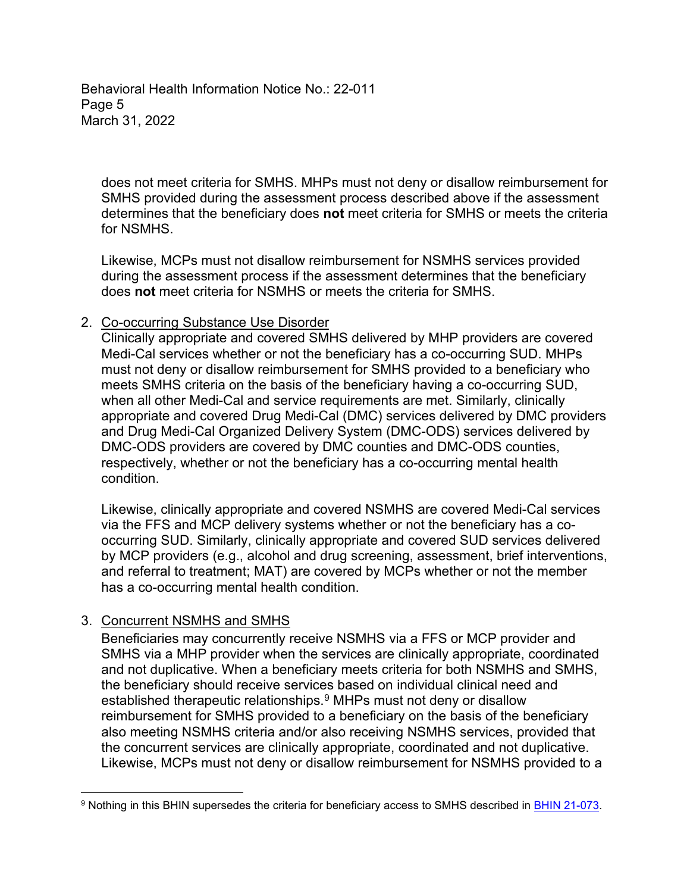does not meet criteria for SMHS. MHPs must not deny or disallow reimbursement for SMHS provided during the assessment process described above if the assessment determines that the beneficiary does **not** meet criteria for SMHS or meets the criteria for NSMHS.

Likewise, MCPs must not disallow reimbursement for NSMHS services provided during the assessment process if the assessment determines that the beneficiary does **not** meet criteria for NSMHS or meets the criteria for SMHS.

2. Co-occurring Substance Use Disorder

   Clinically appropriate and covered SMHS delivered by MHP providers are covered Medi-Cal services whether or not the beneficiary has a co-occurring SUD. MHPs must not deny or disallow reimbursement for SMHS provided to a beneficiary who meets SMHS criteria on the basis of the beneficiary having a co-occurring SUD, when all other Medi-Cal and service requirements are met. Similarly, clinically appropriate and covered Drug Medi-Cal (DMC) services delivered by DMC providers and Drug Medi-Cal Organized Delivery System (DMC-ODS) services delivered by DMC-ODS providers are covered by DMC counties and DMC-ODS counties, respectively, whether or not the beneficiary has a co-occurring mental health condition.

   Likewise, clinically appropriate and covered NSMHS are covered Medi-Cal services via the FFS and MCP delivery systems whether or not the beneficiary has a co-occurring SUD. Similarly, clinically appropriate and covered SUD services delivered by MCP providers (e.g., alcohol and drug screening, assessment, brief interventions, and referral to treatment; MAT) are covered by MCPs whether or not the member has a co-occurring mental health condition.

3. Concurrent NSMHS and SMHS

   Beneficiaries may concurrently receive NSMHS via a FFS or MCP provider and SMHS via a MHP provider when the services are clinically appropriate, coordinated and not duplicative. When a beneficiary meets criteria for both NSMHS and SMHS, the beneficiary should receive services based on individual clinical need and established therapeutic relationships.[9] MHPs must not deny or disallow reimbursement for SMHS provided to a beneficiary on the basis of the beneficiary also meeting NSMHS criteria and/or also receiving NSMHS services, provided that the concurrent services are clinically appropriate, coordinated and not duplicative. Likewise, MCPs must not deny or disallow reimbursement for NSMHS provided to a

[9] Nothing in this BHIN supersedes the criteria for beneficiary access to SMHS described in BHIN 21-073.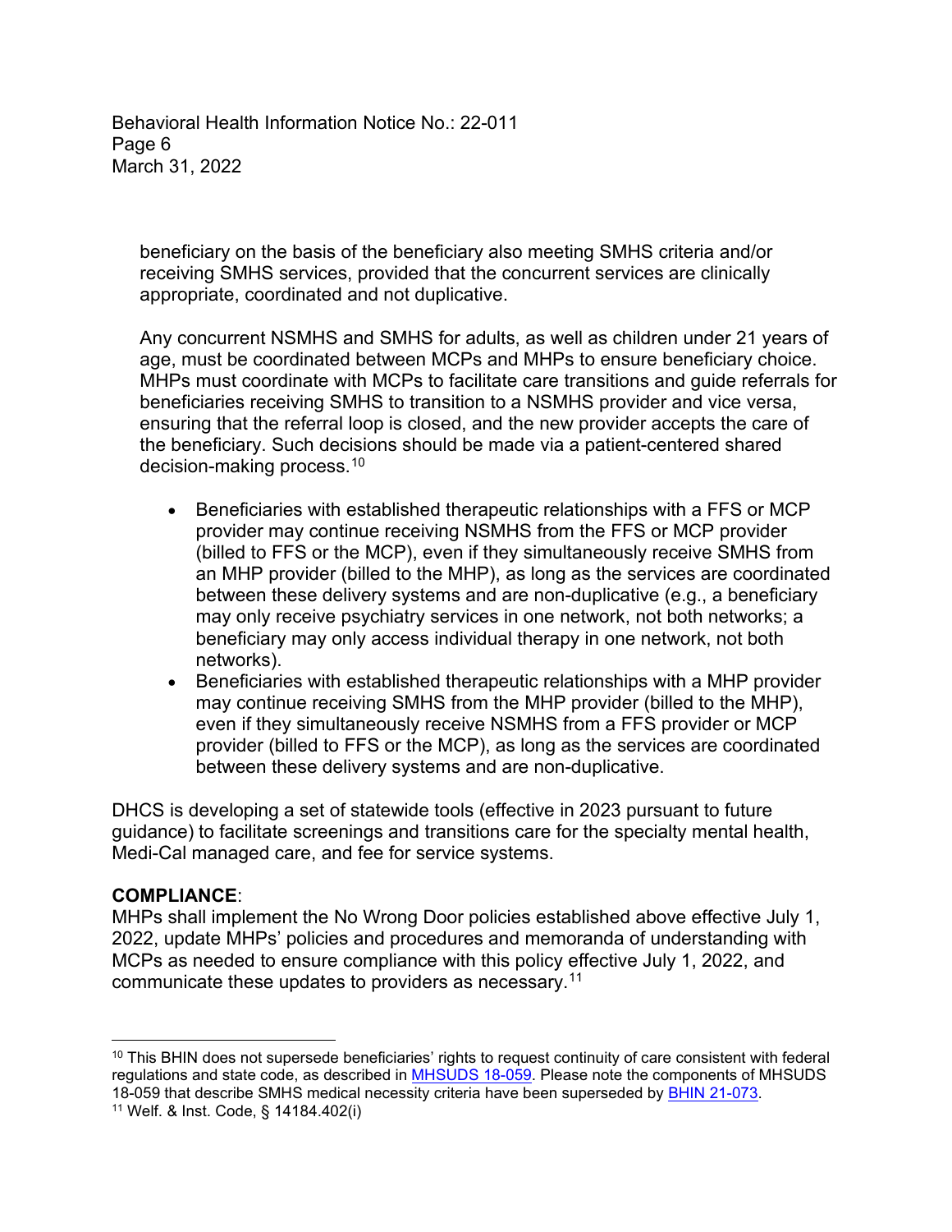beneficiary on the basis of the beneficiary also meeting SMHS criteria and/or receiving SMHS services, provided that the concurrent services are clinically appropriate, coordinated and not duplicative.

Any concurrent NSMHS and SMHS for adults, as well as children under 21 years of age, must be coordinated between MCPs and MHPs to ensure beneficiary choice. MHPs must coordinate with MCPs to facilitate care transitions and guide referrals for beneficiaries receiving SMHS to transition to a NSMHS provider and vice versa, ensuring that the referral loop is closed, and the new provider accepts the care of the beneficiary. Such decisions should be made via a patient-centered shared decision-making process.[10]

- Beneficiaries with established therapeutic relationships with a FFS or MCP provider may continue receiving NSMHS from the FFS or MCP provider (billed to FFS or the MCP), even if they simultaneously receive SMHS from an MHP provider (billed to the MHP), as long as the services are coordinated between these delivery systems and are non-duplicative (e.g., a beneficiary may only receive psychiatry services in one network, not both networks; a beneficiary may only access individual therapy in one network, not both networks).
- Beneficiaries with established therapeutic relationships with a MHP provider may continue receiving SMHS from the MHP provider (billed to the MHP), even if they simultaneously receive NSMHS from a FFS provider or MCP provider (billed to FFS or the MCP), as long as the services are coordinated between these delivery systems and are non-duplicative.

DHCS is developing a set of statewide tools (effective in 2023 pursuant to future guidance) to facilitate screenings and transitions care for the specialty mental health, Medi-Cal managed care, and fee for service systems.

**COMPLIANCE**:
MHPs shall implement the No Wrong Door policies established above effective July 1, 2022, update MHPs' policies and procedures and memoranda of understanding with MCPs as needed to ensure compliance with this policy effective July 1, 2022, and communicate these updates to providers as necessary.[11]

---

[10] This BHIN does not supersede beneficiaries' rights to request continuity of care consistent with federal regulations and state code, as described in MHSUDS 18-059. Please note the components of MHSUDS 18-059 that describe SMHS medical necessity criteria have been superseded by BHIN 21-073.

[11] Welf. & Inst. Code, § 14184.402(i)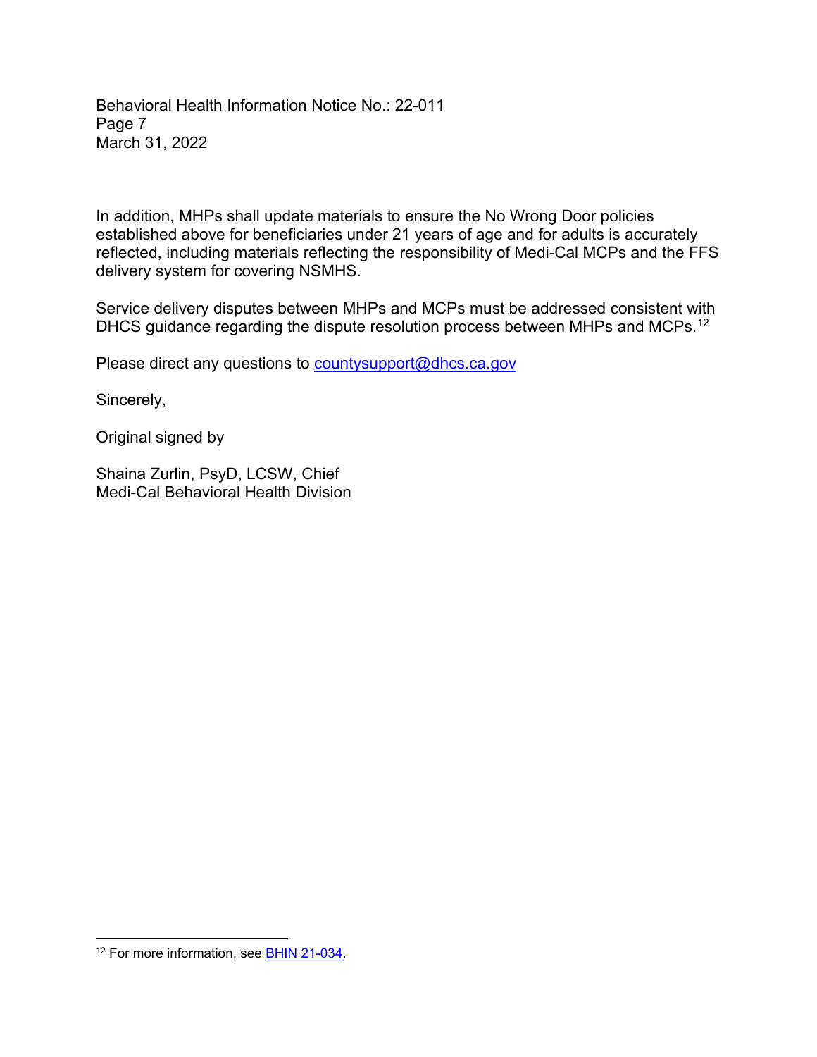In addition, MHPs shall update materials to ensure the No Wrong Door policies established above for beneficiaries under 21 years of age and for adults is accurately reflected, including materials reflecting the responsibility of Medi-Cal MCPs and the FFS delivery system for covering NSMHS.

Service delivery disputes between MHPs and MCPs must be addressed consistent with DHCS guidance regarding the dispute resolution process between MHPs and MCPs.[12]

Please direct any questions to countysupport@dhcs.ca.gov

Sincerely,

Original signed by

Shaina Zurlin, PsyD, LCSW, Chief
Medi-Cal Behavioral Health Division

[12] For more information, see BHIN 21-034.